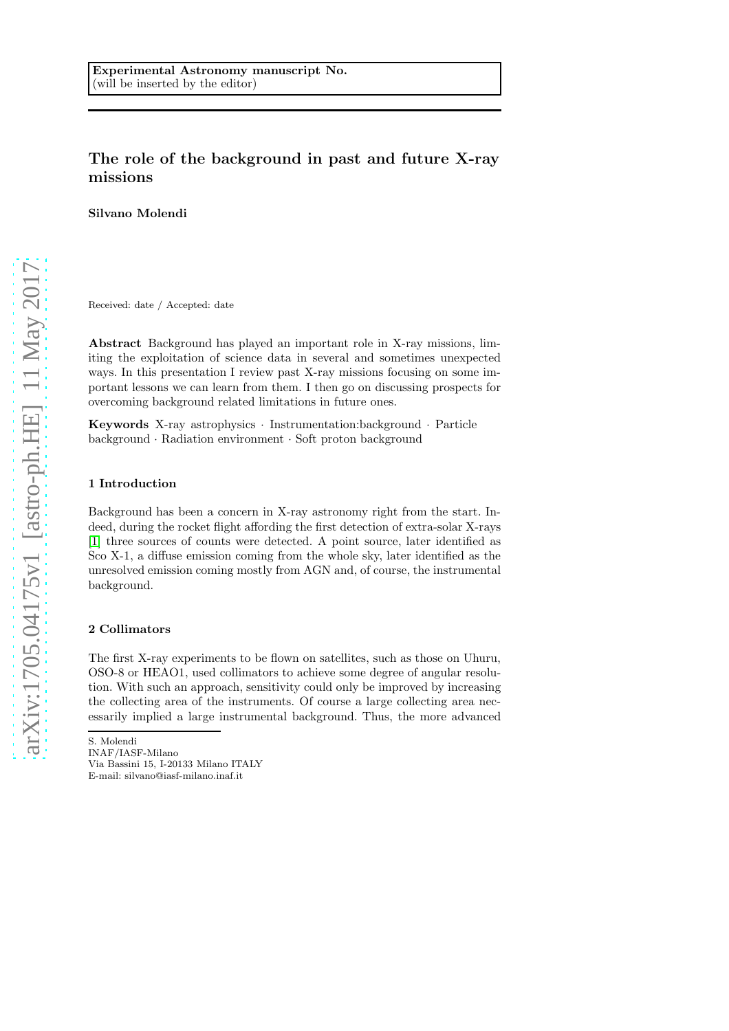Experimental Astronomy manuscript No.
(will be inserted by the editor)

# The role of the background in past and future X-ray missions

**Silvano Molendi**

Received: date / Accepted: date

**Abstract** Background has played an important role in X-ray missions, limiting the exploitation of science data in several and sometimes unexpected ways. In this presentation I review past X-ray missions focusing on some important lessons we can learn from them. I then go on discussing prospects for overcoming background related limitations in future ones.

**Keywords** X-ray astrophysics · Instrumentation:background · Particle background · Radiation environment · Soft proton background

## 1 Introduction

Background has been a concern in X-ray astronomy right from the start. Indeed, during the rocket flight affording the first detection of extra-solar X-rays [1] three sources of counts were detected. A point source, later identified as Sco X-1, a diffuse emission coming from the whole sky, later identified as the unresolved emission coming mostly from AGN and, of course, the instrumental background.

## 2 Collimators

The first X-ray experiments to be flown on satellites, such as those on Uhuru, OSO-8 or HEAO1, used collimators to achieve some degree of angular resolution. With such an approach, sensitivity could only be improved by increasing the collecting area of the instruments. Of course a large collecting area necessarily implied a large instrumental background. Thus, the more advanced

S. Molendi
INAF/IASF-Milano
Via Bassini 15, I-20133 Milano ITALY
E-mail: silvano@iasf-milano.inaf.it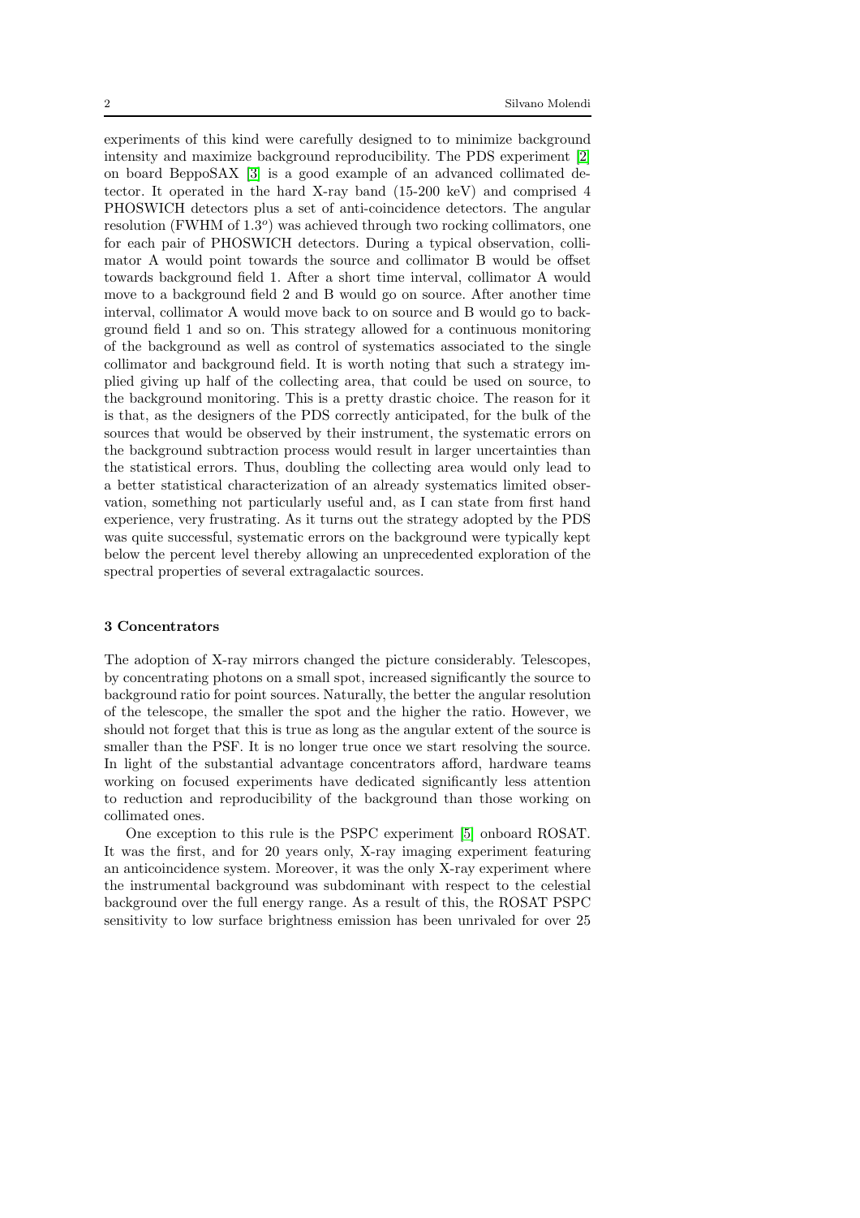experiments of this kind were carefully designed to to minimize background intensity and maximize background reproducibility. The PDS experiment [2] on board BeppoSAX [3] is a good example of an advanced collimated detector. It operated in the hard X-ray band (15-200 keV) and comprised 4 PHOSWICH detectors plus a set of anti-coincidence detectors. The angular resolution (FWHM of $1.3^o$) was achieved through two rocking collimators, one for each pair of PHOSWICH detectors. During a typical observation, collimator A would point towards the source and collimator B would be offset towards background field 1. After a short time interval, collimator A would move to a background field 2 and B would go on source. After another time interval, collimator A would move back to on source and B would go to background field 1 and so on. This strategy allowed for a continuous monitoring of the background as well as control of systematics associated to the single collimator and background field. It is worth noting that such a strategy implied giving up half of the collecting area, that could be used on source, to the background monitoring. This is a pretty drastic choice. The reason for it is that, as the designers of the PDS correctly anticipated, for the bulk of the sources that would be observed by their instrument, the systematic errors on the background subtraction process would result in larger uncertainties than the statistical errors. Thus, doubling the collecting area would only lead to a better statistical characterization of an already systematics limited observation, something not particularly useful and, as I can state from first hand experience, very frustrating. As it turns out the strategy adopted by the PDS was quite successful, systematic errors on the background were typically kept below the percent level thereby allowing an unprecedented exploration of the spectral properties of several extragalactic sources.

## 3 Concentrators

The adoption of X-ray mirrors changed the picture considerably. Telescopes, by concentrating photons on a small spot, increased significantly the source to background ratio for point sources. Naturally, the better the angular resolution of the telescope, the smaller the spot and the higher the ratio. However, we should not forget that this is true as long as the angular extent of the source is smaller than the PSF. It is no longer true once we start resolving the source. In light of the substantial advantage concentrators afford, hardware teams working on focused experiments have dedicated significantly less attention to reduction and reproducibility of the background than those working on collimated ones.

One exception to this rule is the PSPC experiment [5] onboard ROSAT. It was the first, and for 20 years only, X-ray imaging experiment featuring an anticoincidence system. Moreover, it was the only X-ray experiment where the instrumental background was subdominant with respect to the celestial background over the full energy range. As a result of this, the ROSAT PSPC sensitivity to low surface brightness emission has been unrivaled for over 25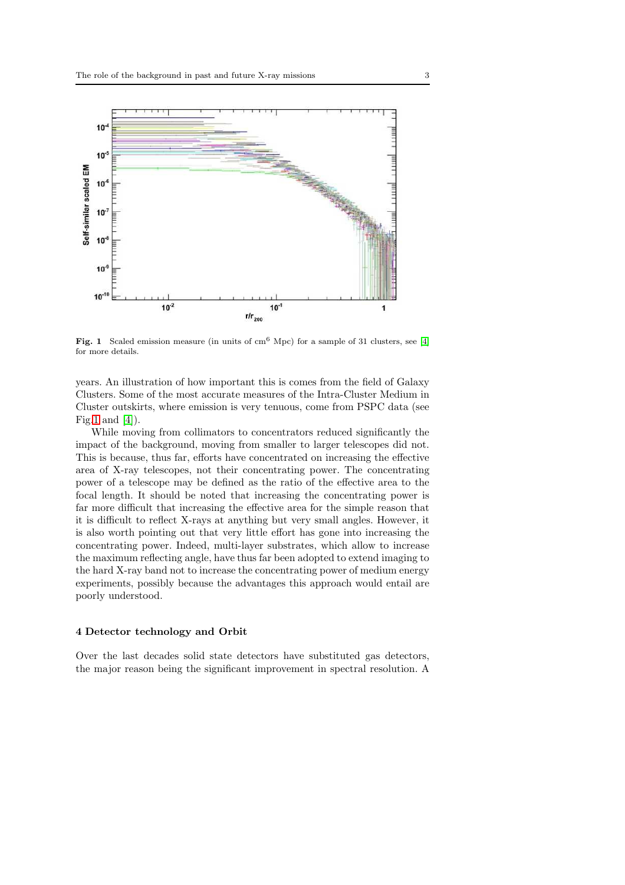Fig. 1 Scaled emission measure (in units of $cm^6$ Mpc) for a sample of 31 clusters, see [4] for more details.

years. An illustration of how important this is comes from the field of Galaxy Clusters. Some of the most accurate measures of the Intra-Cluster Medium in Cluster outskirts, where emission is very tenuous, come from PSPC data (see Fig 1 and [4]).

While moving from collimators to concentrators reduced significantly the impact of the background, moving from smaller to larger telescopes did not. This is because, thus far, efforts have concentrated on increasing the effective area of X-ray telescopes, not their concentrating power. The concentrating power of a telescope may be defined as the ratio of the effective area to the focal length. It should be noted that increasing the concentrating power is far more difficult that increasing the effective area for the simple reason that it is difficult to reflect X-rays at anything but very small angles. However, it is also worth pointing out that very little effort has gone into increasing the concentrating power. Indeed, multi-layer substrates, which allow to increase the maximum reflecting angle, have thus far been adopted to extend imaging to the hard X-ray band not to increase the concentrating power of medium energy experiments, possibly because the advantages this approach would entail are poorly understood.

## 4 Detector technology and Orbit

Over the last decades solid state detectors have substituted gas detectors, the major reason being the significant improvement in spectral resolution. A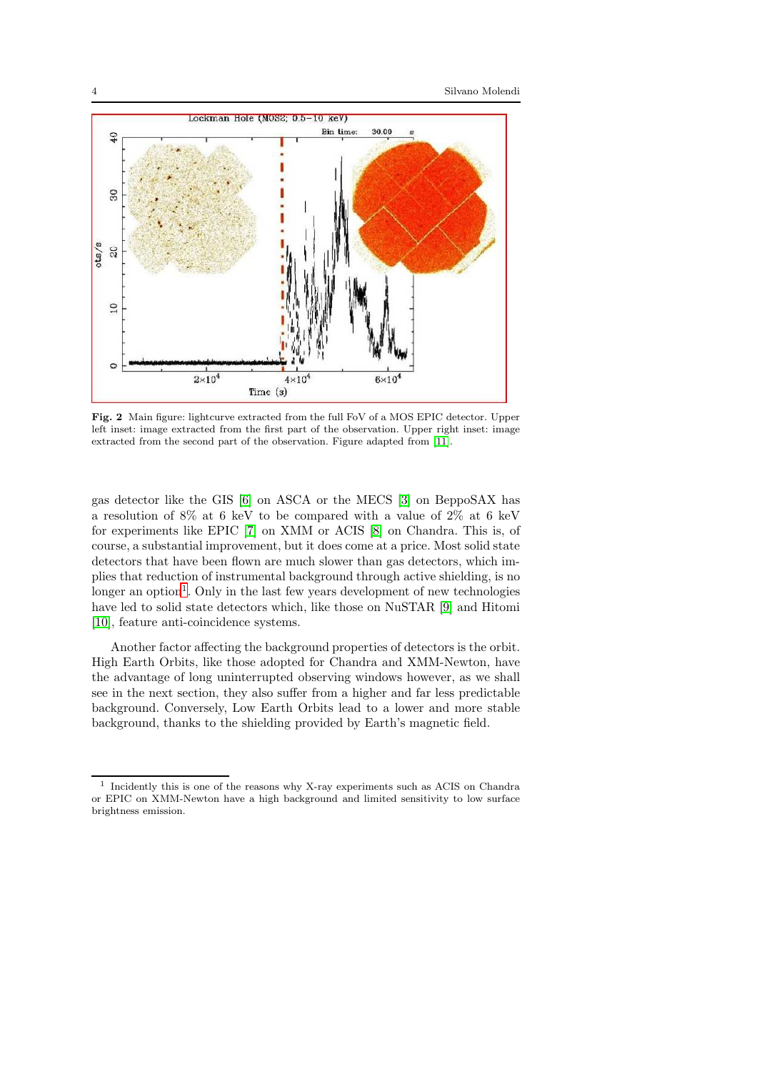**Fig. 2** Main figure: lightcurve extracted from the full FoV of a MOS EPIC detector. Upper left inset: image extracted from the first part of the observation. Upper right inset: image extracted from the second part of the observation. Figure adapted from [11].

gas detector like the GIS [6] on ASCA or the MECS [3] on BeppoSAX has a resolution of 8% at 6 keV to be compared with a value of 2% at 6 keV for experiments like EPIC [7] on XMM or ACIS [8] on Chandra. This is, of course, a substantial improvement, but it does come at a price. Most solid state detectors that have been flown are much slower than gas detectors, which implies that reduction of instrumental background through active shielding, is no longer an option[1]. Only in the last few years development of new technologies have led to solid state detectors which, like those on NuSTAR [9] and Hitomi [10], feature anti-coincidence systems.

Another factor affecting the background properties of detectors is the orbit. High Earth Orbits, like those adopted for Chandra and XMM-Newton, have the advantage of long uninterrupted observing windows however, as we shall see in the next section, they also suffer from a higher and far less predictable background. Conversely, Low Earth Orbits lead to a lower and more stable background, thanks to the shielding provided by Earth's magnetic field.

[1] Incidently this is one of the reasons why X-ray experiments such as ACIS on Chandra or EPIC on XMM-Newton have a high background and limited sensitivity to low surface brightness emission.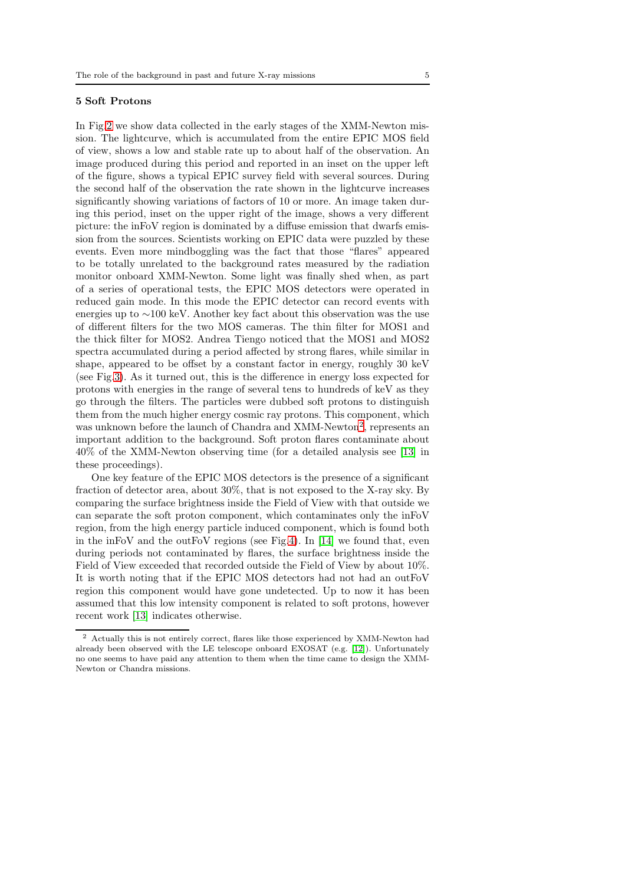## 5 Soft Protons

In Fig.2 we show data collected in the early stages of the XMM-Newton mission. The lightcurve, which is accumulated from the entire EPIC MOS field of view, shows a low and stable rate up to about half of the observation. An image produced during this period and reported in an inset on the upper left of the figure, shows a typical EPIC survey field with several sources. During the second half of the observation the rate shown in the lightcurve increases significantly showing variations of factors of 10 or more. An image taken during this period, inset on the upper right of the image, shows a very different picture: the inFoV region is dominated by a diffuse emission that dwarfs emission from the sources. Scientists working on EPIC data were puzzled by these events. Even more mindboggling was the fact that those "flares" appeared to be totally unrelated to the background rates measured by the radiation monitor onboard XMM-Newton. Some light was finally shed when, as part of a series of operational tests, the EPIC MOS detectors were operated in reduced gain mode. In this mode the EPIC detector can record events with energies up to ∼100 keV. Another key fact about this observation was the use of different filters for the two MOS cameras. The thin filter for MOS1 and the thick filter for MOS2. Andrea Tiengo noticed that the MOS1 and MOS2 spectra accumulated during a period affected by strong flares, while similar in shape, appeared to be offset by a constant factor in energy, roughly 30 keV (see Fig.3). As it turned out, this is the difference in energy loss expected for protons with energies in the range of several tens to hundreds of keV as they go through the filters. The particles were dubbed soft protons to distinguish them from the much higher energy cosmic ray protons. This component, which was unknown before the launch of Chandra and XMM-Newton[2], represents an important addition to the background. Soft proton flares contaminate about 40% of the XMM-Newton observing time (for a detailed analysis see [13] in these proceedings).

One key feature of the EPIC MOS detectors is the presence of a significant fraction of detector area, about 30%, that is not exposed to the X-ray sky. By comparing the surface brightness inside the Field of View with that outside we can separate the soft proton component, which contaminates only the inFoV region, from the high energy particle induced component, which is found both in the inFoV and the outFoV regions (see Fig.4). In [14] we found that, even during periods not contaminated by flares, the surface brightness inside the Field of View exceeded that recorded outside the Field of View by about 10%. It is worth noting that if the EPIC MOS detectors had not had an outFoV region this component would have gone undetected. Up to now it has been assumed that this low intensity component is related to soft protons, however recent work [13] indicates otherwise.

[2] Actually this is not entirely correct, flares like those experienced by XMM-Newton had already been observed with the LE telescope onboard EXOSAT (e.g. [12]). Unfortunately no one seems to have paid any attention to them when the time came to design the XMM-Newton or Chandra missions.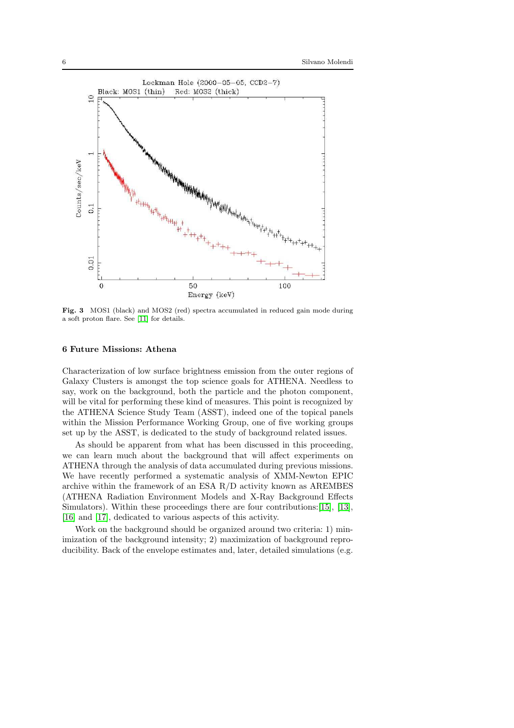**Fig. 3** MOS1 (black) and MOS2 (red) spectra accumulated in reduced gain mode during a soft proton flare. See [11] for details.

## 6 Future Missions: Athena

Characterization of low surface brightness emission from the outer regions of Galaxy Clusters is amongst the top science goals for ATHENA. Needless to say, work on the background, both the particle and the photon component, will be vital for performing these kind of measures. This point is recognized by the ATHENA Science Study Team (ASST), indeed one of the topical panels within the Mission Performance Working Group, one of five working groups set up by the ASST, is dedicated to the study of background related issues.

As should be apparent from what has been discussed in this proceeding, we can learn much about the background that will affect experiments on ATHENA through the analysis of data accumulated during previous missions. We have recently performed a systematic analysis of XMM-Newton EPIC archive within the framework of an ESA R/D activity known as AREMBES (ATHENA Radiation Environment Models and X-Ray Background Effects Simulators). Within these proceedings there are four contributions: [15], [13], [16] and [17], dedicated to various aspects of this activity.

Work on the background should be organized around two criteria: 1) minimization of the background intensity; 2) maximization of background reproducibility. Back of the envelope estimates and, later, detailed simulations (e.g.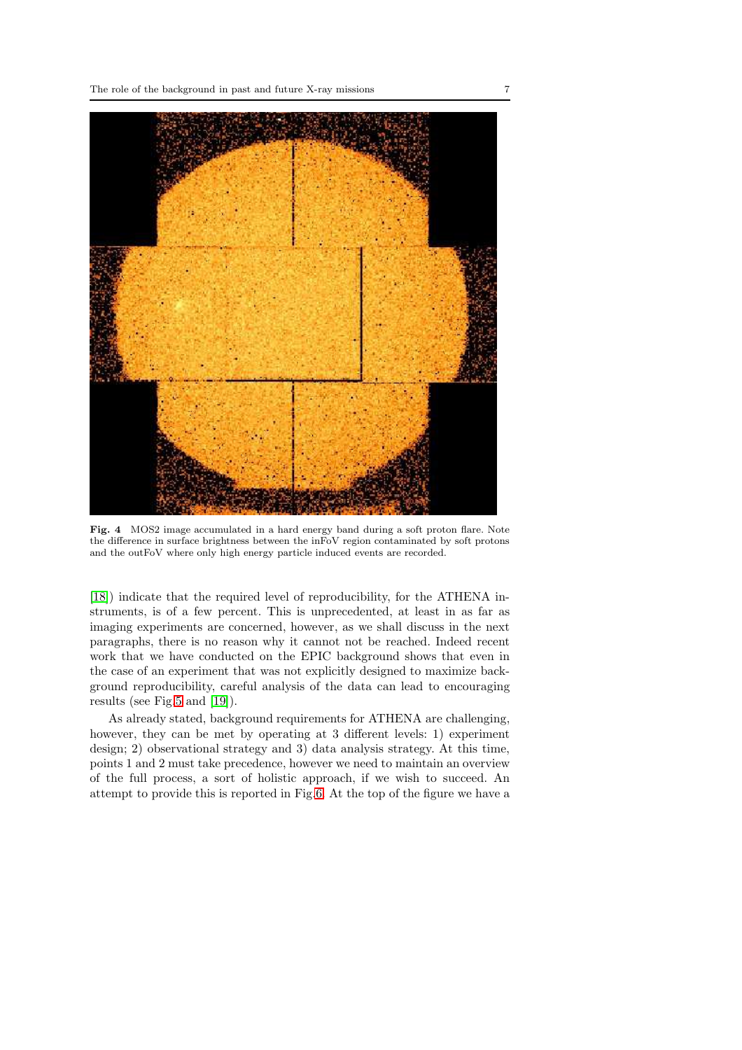**Fig. 4** MOS2 image accumulated in a hard energy band during a soft proton flare. Note the difference in surface brightness between the inFoV region contaminated by soft protons and the outFoV where only high energy particle induced events are recorded.

[18]) indicate that the required level of reproducibility, for the ATHENA instruments, is of a few percent. This is unprecedented, at least in as far as imaging experiments are concerned, however, as we shall discuss in the next paragraphs, there is no reason why it cannot not be reached. Indeed recent work that we have conducted on the EPIC background shows that even in the case of an experiment that was not explicitly designed to maximize background reproducibility, careful analysis of the data can lead to encouraging results (see Fig.5 and [19]).

As already stated, background requirements for ATHENA are challenging, however, they can be met by operating at 3 different levels: 1) experiment design; 2) observational strategy and 3) data analysis strategy. At this time, points 1 and 2 must take precedence, however we need to maintain an overview of the full process, a sort of holistic approach, if we wish to succeed. An attempt to provide this is reported in Fig.6. At the top of the figure we have a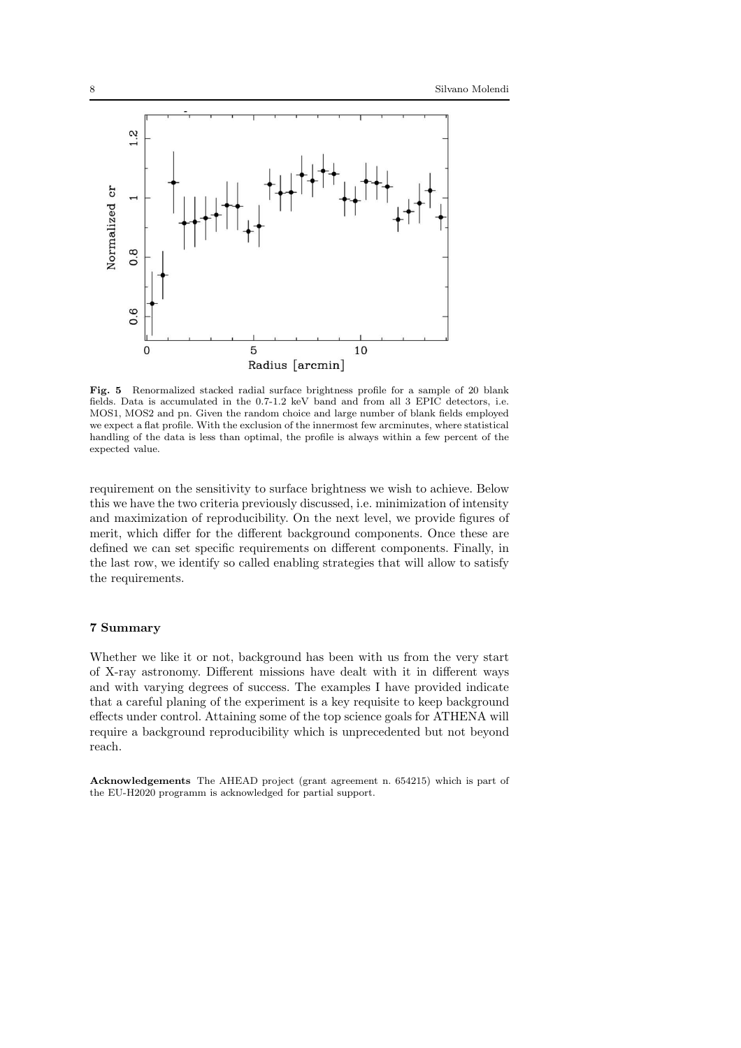**Fig. 5** Renormalized stacked radial surface brightness profile for a sample of 20 blank fields. Data is accumulated in the 0.7-1.2 keV band and from all 3 EPIC detectors, i.e. MOS1, MOS2 and pn. Given the random choice and large number of blank fields employed we expect a flat profile. With the exclusion of the innermost few arcminutes, where statistical handling of the data is less than optimal, the profile is always within a few percent of the expected value.

requirement on the sensitivity to surface brightness we wish to achieve. Below this we have the two criteria previously discussed, i.e. minimization of intensity and maximization of reproducibility. On the next level, we provide figures of merit, which differ for the different background components. Once these are defined we can set specific requirements on different components. Finally, in the last row, we identify so called enabling strategies that will allow to satisfy the requirements.

## 7 Summary

Whether we like it or not, background has been with us from the very start of X-ray astronomy. Different missions have dealt with it in different ways and with varying degrees of success. The examples I have provided indicate that a careful planing of the experiment is a key requisite to keep background effects under control. Attaining some of the top science goals for ATHENA will require a background reproducibility which is unprecedented but not beyond reach.

**Acknowledgements** The AHEAD project (grant agreement n. 654215) which is part of the EU-H2020 programm is acknowledged for partial support.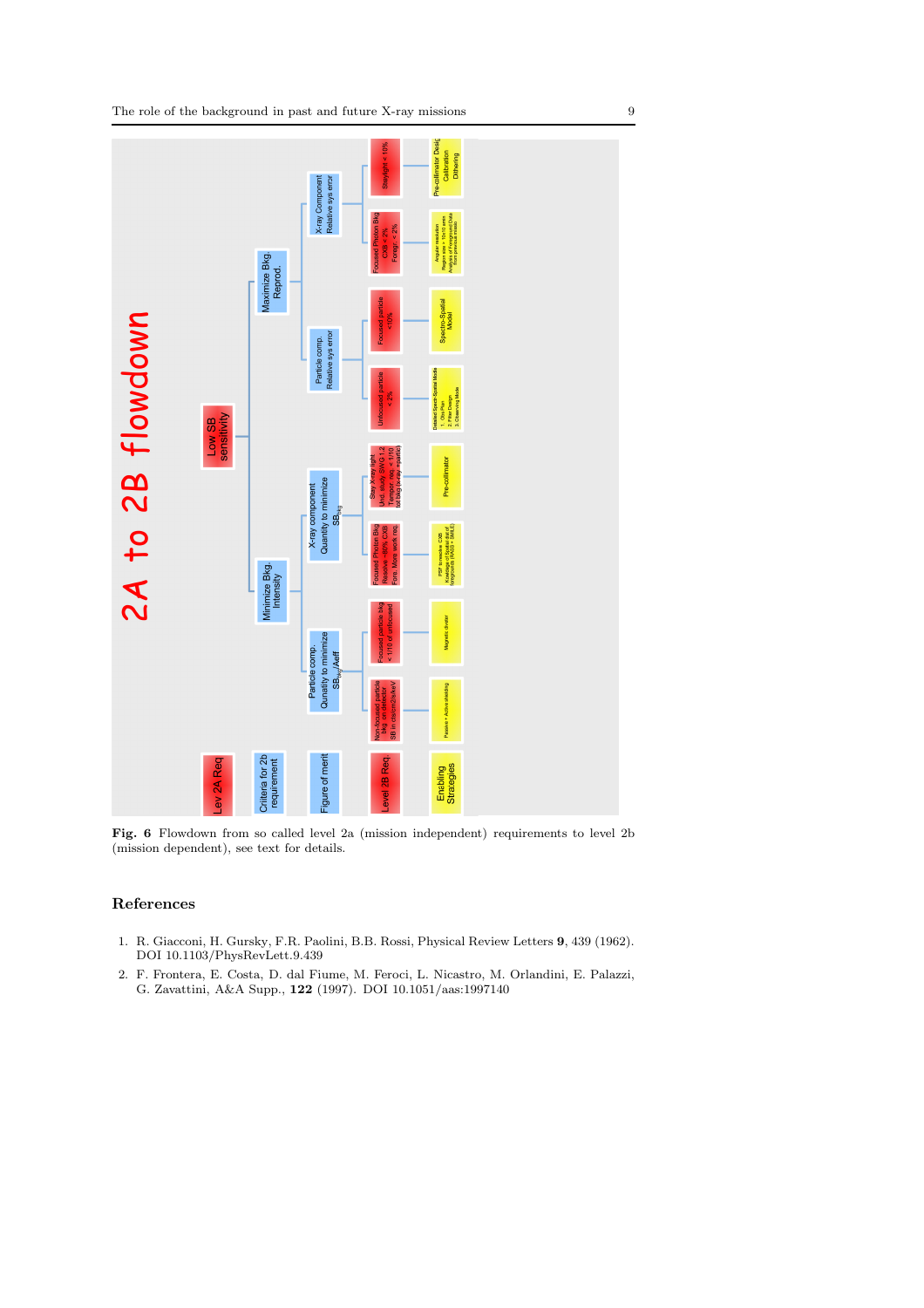**Fig. 6** Flowdown from so called level 2a (mission independent) requirements to level 2b (mission dependent), see text for details.

## References

1. R. Giacconi, H. Gursky, F.R. Paolini, B.B. Rossi, Physical Review Letters **9**, 439 (1962). DOI 10.1103/PhysRevLett.9.439
2. F. Frontera, E. Costa, D. dal Fiume, M. Feroci, L. Nicastro, M. Orlandini, E. Palazzi, G. Zavattini, A&A Supp., **122** (1997). DOI 10.1051/aas:1997140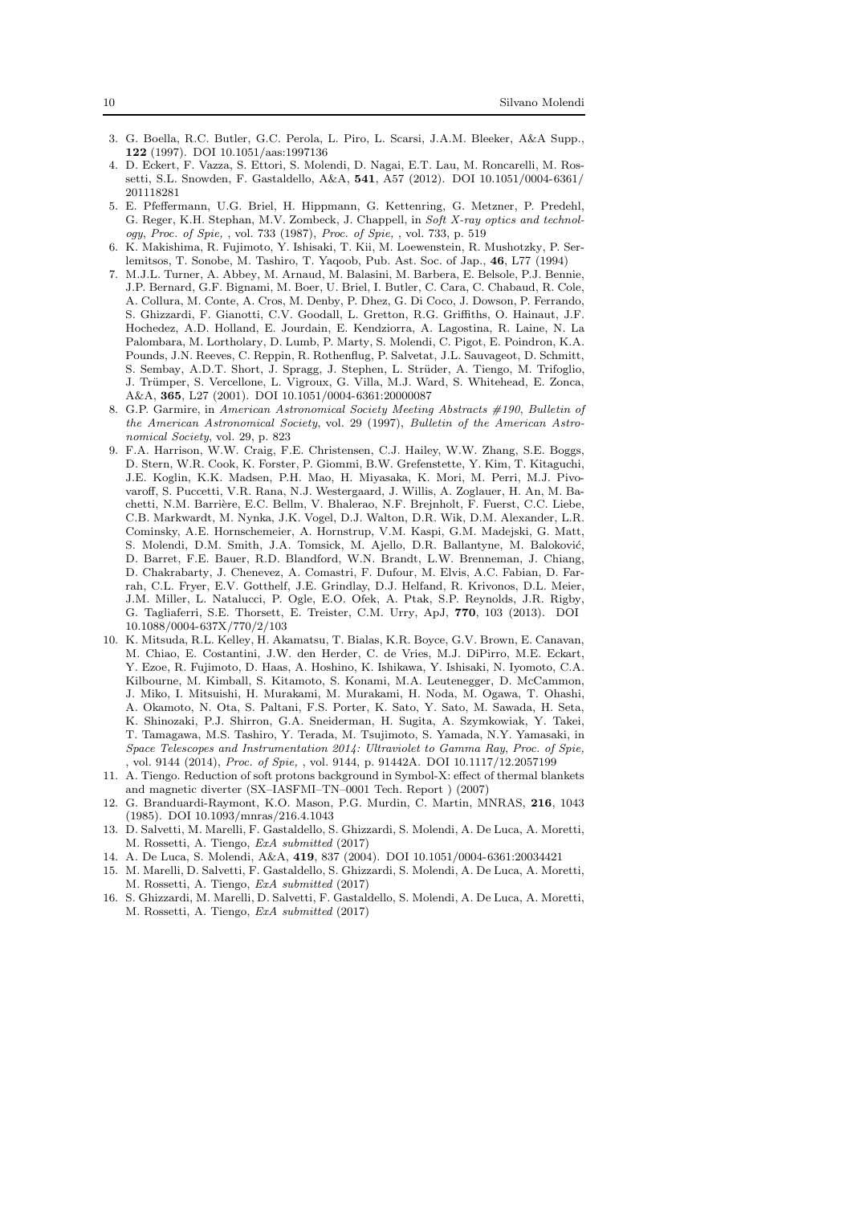3. G. Boella, R.C. Butler, G.C. Perola, L. Piro, L. Scarsi, J.A.M. Bleeker, A&A Supp., **122** (1997). DOI 10.1051/aas:1997136
4. D. Eckert, F. Vazza, S. Ettori, S. Molendi, D. Nagai, E.T. Lau, M. Roncarelli, M. Rossetti, S.L. Snowden, F. Gastaldello, A&A, **541**, A57 (2012). DOI 10.1051/0004-6361/201118281
5. E. Pfeffermann, U.G. Briel, H. Hippmann, G. Kettenring, G. Metzner, P. Predehl, G. Reger, K.H. Stephan, M.V. Zombeck, J. Chappell, in *Soft X-ray optics and technology*, *Proc. of Spie,* , vol. 733 (1987), *Proc. of Spie,* , vol. 733, p. 519
6. K. Makishima, R. Fujimoto, Y. Ishisaki, T. Kii, M. Loewenstein, R. Mushotzky, P. Serlemitsos, T. Sonobe, M. Tashiro, T. Yaqoob, Pub. Ast. Soc. of Jap., **46**, L77 (1994)
7. M.J.L. Turner, A. Abbey, M. Arnaud, M. Balasini, M. Barbera, E. Belsole, P.J. Bennie, J.P. Bernard, G.F. Bignami, M. Boer, U. Briel, I. Butler, C. Cara, C. Chabaud, R. Cole, A. Collura, M. Conte, A. Cros, M. Denby, P. Dhez, G. Di Coco, J. Dowson, P. Ferrando, S. Ghizzardi, F. Gianotti, C.V. Goodall, L. Gretton, R.G. Griffiths, O. Hainaut, J.F. Hochedez, A.D. Holland, E. Jourdain, E. Kendziorra, A. Lagostina, R. Laine, N. La Palombara, M. Lortholary, D. Lumb, P. Marty, S. Molendi, C. Pigot, E. Poindron, K.A. Pounds, J.N. Reeves, C. Reppin, R. Rothenflug, P. Salvetat, J.L. Sauvageot, D. Schmitt, S. Sembay, A.D.T. Short, J. Spragg, J. Stephen, L. Strüder, A. Tiengo, M. Trifoglio, J. Trümper, S. Vercellone, L. Vigroux, G. Villa, M.J. Ward, S. Whitehead, E. Zonca, A&A, **365**, L27 (2001). DOI 10.1051/0004-6361:20000087
8. G.P. Garmire, in *American Astronomical Society Meeting Abstracts #190*, *Bulletin of the American Astronomical Society*, vol. 29 (1997), *Bulletin of the American Astronomical Society*, vol. 29, p. 823
9. F.A. Harrison, W.W. Craig, F.E. Christensen, C.J. Hailey, W.W. Zhang, S.E. Boggs, D. Stern, W.R. Cook, K. Forster, P. Giommi, B.W. Grefenstette, Y. Kim, T. Kitaguchi, J.E. Koglin, K.K. Madsen, P.H. Mao, H. Miyasaka, K. Mori, M. Perri, M.J. Pivovaroff, S. Puccetti, V.R. Rana, N.J. Westergaard, J. Willis, A. Zoglauer, H. An, M. Bachetti, N.M. Barrière, E.C. Bellm, V. Bhalerao, N.F. Brejnholt, F. Fuerst, C.C. Liebe, C.B. Markwardt, M. Nynka, J.K. Vogel, D.J. Walton, D.R. Wik, D.M. Alexander, L.R. Cominsky, A.E. Hornschemeier, A. Hornstrup, V.M. Kaspi, G.M. Madejski, G. Matt, S. Molendi, D.M. Smith, J.A. Tomsick, M. Ajello, D.R. Ballantyne, M. Baloković, D. Barret, F.E. Bauer, R.D. Blandford, W.N. Brandt, L.W. Brenneman, J. Chiang, D. Chakrabarty, J. Chenevez, A. Comastri, F. Dufour, M. Elvis, A.C. Fabian, D. Farrah, C.L. Fryer, E.V. Gotthelf, J.E. Grindlay, D.J. Helfand, R. Krivonos, D.L. Meier, J.M. Miller, L. Natalucci, P. Ogle, E.O. Ofek, A. Ptak, S.P. Reynolds, J.R. Rigby, G. Tagliaferri, S.E. Thorsett, E. Treister, C.M. Urry, ApJ, **770**, 103 (2013). DOI 10.1088/0004-637X/770/2/103
10. K. Mitsuda, R.L. Kelley, H. Akamatsu, T. Bialas, K.R. Boyce, G.V. Brown, E. Canavan, M. Chiao, E. Costantini, J.W. den Herder, C. de Vries, M.J. DiPirro, M.E. Eckart, Y. Ezoe, R. Fujimoto, D. Haas, A. Hoshino, K. Ishikawa, Y. Ishisaki, N. Iyomoto, C.A. Kilbourne, M. Kimball, S. Kitamoto, S. Konami, M.A. Leutenegger, D. McCammon, J. Miko, I. Mitsuishi, H. Murakami, M. Murakami, H. Noda, M. Ogawa, T. Ohashi, A. Okamoto, N. Ota, S. Paltani, F.S. Porter, K. Sato, Y. Sato, M. Sawada, H. Seta, K. Shinozaki, P.J. Shirron, G.A. Sneiderman, H. Sugita, A. Szymkowiak, Y. Takei, T. Tamagawa, M.S. Tashiro, Y. Terada, M. Tsujimoto, S. Yamada, N.Y. Yamasaki, in *Space Telescopes and Instrumentation 2014: Ultraviolet to Gamma Ray*, *Proc. of Spie,* , vol. 9144 (2014), *Proc. of Spie,* , vol. 9144, p. 91442A. DOI 10.1117/12.2057199
11. A. Tiengo. Reduction of soft protons background in Symbol-X: effect of thermal blankets and magnetic diverter (SX–IASFMI–TN–0001 Tech. Report ) (2007)
12. G. Branduardi-Raymont, K.O. Mason, P.G. Murdin, C. Martin, MNRAS, **216**, 1043 (1985). DOI 10.1093/mnras/216.4.1043
13. D. Salvetti, M. Marelli, F. Gastaldello, S. Ghizzardi, S. Molendi, A. De Luca, A. Moretti, M. Rossetti, A. Tiengo, *ExA submitted* (2017)
14. A. De Luca, S. Molendi, A&A, **419**, 837 (2004). DOI 10.1051/0004-6361:20034421
15. M. Marelli, D. Salvetti, F. Gastaldello, S. Ghizzardi, S. Molendi, A. De Luca, A. Moretti, M. Rossetti, A. Tiengo, *ExA submitted* (2017)
16. S. Ghizzardi, M. Marelli, D. Salvetti, F. Gastaldello, S. Molendi, A. De Luca, A. Moretti, M. Rossetti, A. Tiengo, *ExA submitted* (2017)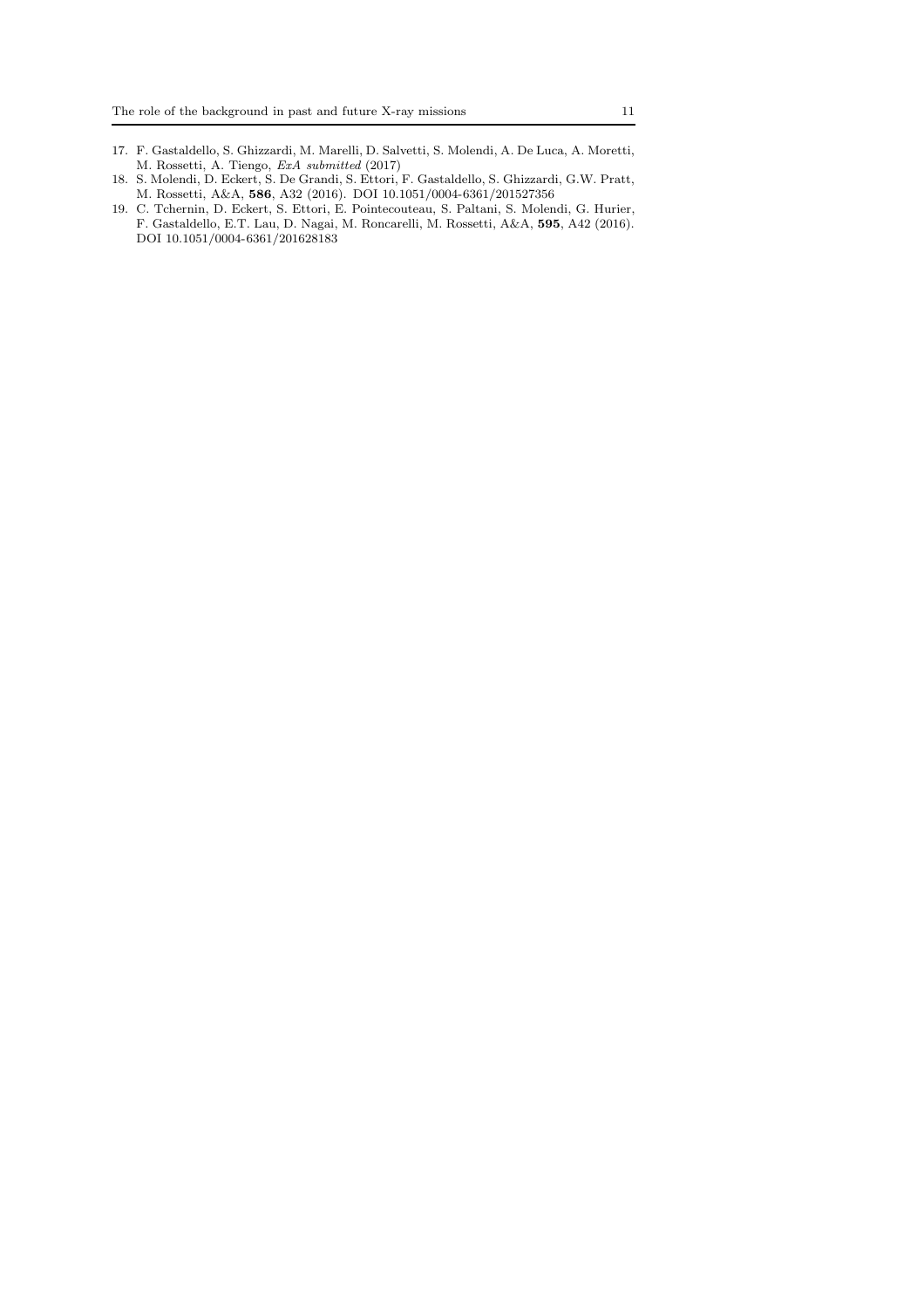17. F. Gastaldello, S. Ghizzardi, M. Marelli, D. Salvetti, S. Molendi, A. De Luca, A. Moretti, M. Rossetti, A. Tiengo, *ExA submitted* (2017)
18. S. Molendi, D. Eckert, S. De Grandi, S. Ettori, F. Gastaldello, S. Ghizzardi, G.W. Pratt, M. Rossetti, A&A, **586**, A32 (2016). DOI 10.1051/0004-6361/201527356
19. C. Tchernin, D. Eckert, S. Ettori, E. Pointecouteau, S. Paltani, S. Molendi, G. Hurier, F. Gastaldello, E.T. Lau, D. Nagai, M. Roncarelli, M. Rossetti, A&A, **595**, A42 (2016). DOI 10.1051/0004-6361/201628183